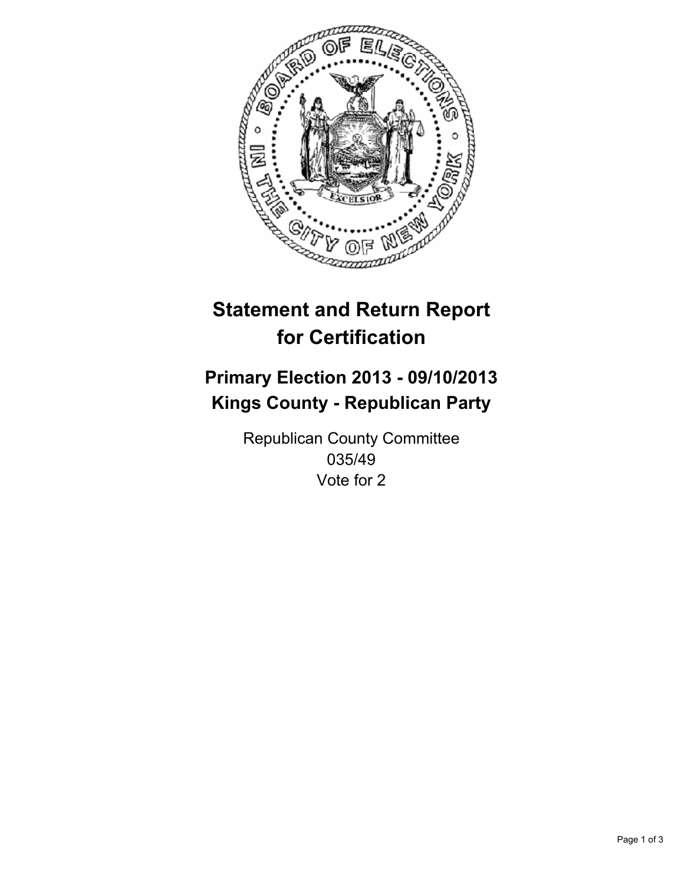# Statement and Return Report for Certification

## Primary Election 2013 - 09/10/2013
## Kings County - Republican Party

Republican County Committee
035/49
Vote for 2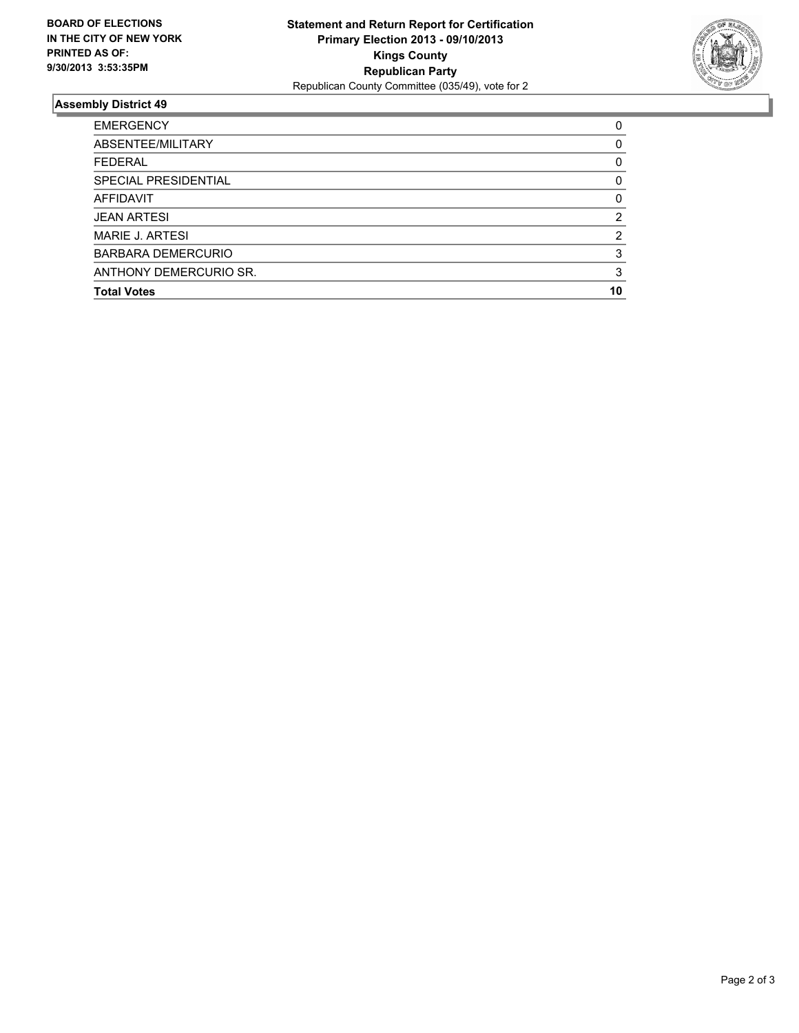**BOARD OF ELECTIONS IN THE CITY OF NEW YORK PRINTED AS OF: 9/30/2013 3:53:35PM**

**Statement and Return Report for Certification**
**Primary Election 2013 - 09/10/2013**
**Kings County**
**Republican Party**
Republican County Committee (035/49), vote for 2

## Assembly District 49

| | |
|---|---|
| EMERGENCY | 0 |
| ABSENTEE/MILITARY | 0 |
| FEDERAL | 0 |
| SPECIAL PRESIDENTIAL | 0 |
| AFFIDAVIT | 0 |
| JEAN ARTESI | 2 |
| MARIE J. ARTESI | 2 |
| BARBARA DEMERCURIO | 3 |
| ANTHONY DEMERCURIO SR. | 3 |
| **Total Votes** | **10** |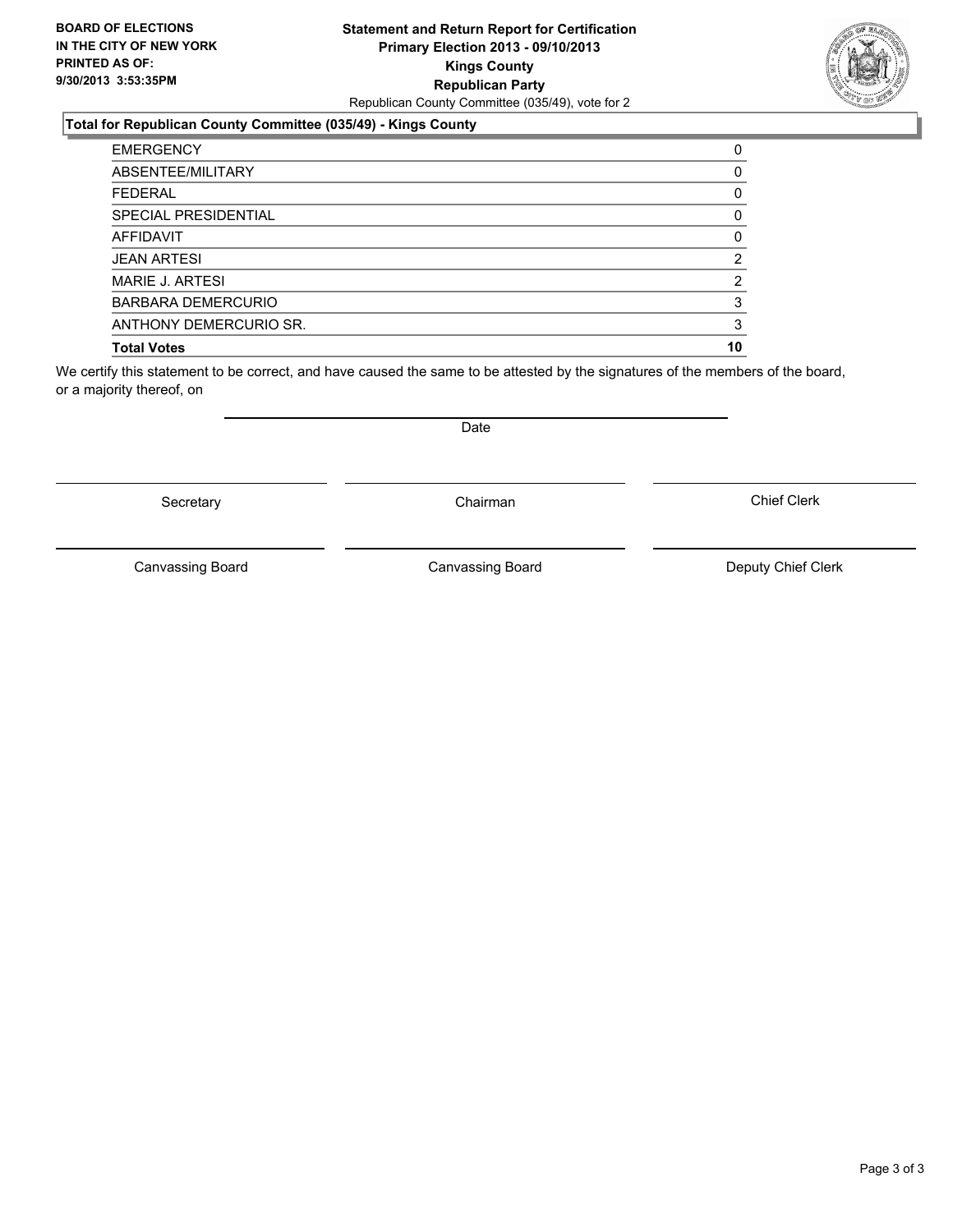**BOARD OF ELECTIONS IN THE CITY OF NEW YORK PRINTED AS OF: 9/30/2013 3:53:35PM**

**Statement and Return Report for Certification**
**Primary Election 2013 - 09/10/2013**
**Kings County**
**Republican Party**
Republican County Committee (035/49), vote for 2

### Total for Republican County Committee (035/49) - Kings County

| | |
|---|---|
| EMERGENCY | 0 |
| ABSENTEE/MILITARY | 0 |
| FEDERAL | 0 |
| SPECIAL PRESIDENTIAL | 0 |
| AFFIDAVIT | 0 |
| JEAN ARTESI | 2 |
| MARIE J. ARTESI | 2 |
| BARBARA DEMERCURIO | 3 |
| ANTHONY DEMERCURIO SR. | 3 |
| **Total Votes** | **10** |

We certify this statement to be correct, and have caused the same to be attested by the signatures of the members of the board, or a majority thereof, on

Date

Secretary | Chairman | Chief Clerk

Canvassing Board | Canvassing Board | Deputy Chief Clerk